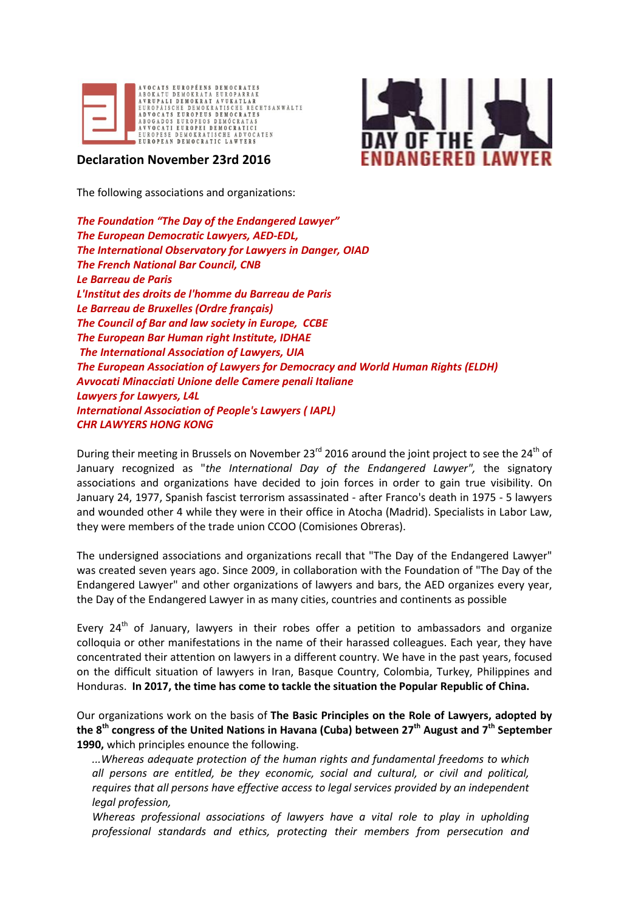AVOCATS EUROPÉENS DEMOCRATES
ABOKATU DEMOKRATA EUROPARRAK
AVRUPALI DEMOKRAT AVUKATLAR
EUROPÄISCHE DEMOKRATISCHE RECHTSANWÄLTE
ADVOCATS EUROPEUS DEMOCRATES
ABOGADOS EUROPEOS DEMÓCRATAS
AVVOCATI EUROPEI DEMOCRATICI
EUROPESE DEMOKRATISCHE ADVOCATEN
EUROPEAN DEMOCRATIC LAWYERS

DAY OF THE ENDANGERED LAWYER

## Declaration November 23rd 2016

The following associations and organizations:

***The Foundation "The Day of the Endangered Lawyer"***
***The European Democratic Lawyers, AED-EDL,***
***The International Observatory for Lawyers in Danger, OIAD***
***The French National Bar Council, CNB***
***Le Barreau de Paris***
***L'Institut des droits de l'homme du Barreau de Paris***
***Le Barreau de Bruxelles (Ordre français)***
***The Council of Bar and law society in Europe, CCBE***
***The European Bar Human right Institute, IDHAE***
***The International Association of Lawyers, UIA***
***The European Association of Lawyers for Democracy and World Human Rights (ELDH)***
***Avvocati Minacciati Unione delle Camere penali Italiane***
***Lawyers for Lawyers, L4L***
***International Association of People's Lawyers ( IAPL)***
***CHR LAWYERS HONG KONG***

During their meeting in Brussels on November 23rd 2016 around the joint project to see the 24th of January recognized as "*the International Day of the Endangered Lawyer",* the signatory associations and organizations have decided to join forces in order to gain true visibility. On January 24, 1977, Spanish fascist terrorism assassinated - after Franco's death in 1975 - 5 lawyers and wounded other 4 while they were in their office in Atocha (Madrid). Specialists in Labor Law, they were members of the trade union CCOO (Comisiones Obreras).

The undersigned associations and organizations recall that "The Day of the Endangered Lawyer" was created seven years ago. Since 2009, in collaboration with the Foundation of "The Day of the Endangered Lawyer" and other organizations of lawyers and bars, the AED organizes every year, the Day of the Endangered Lawyer in as many cities, countries and continents as possible

Every 24th of January, lawyers in their robes offer a petition to ambassadors and organize colloquia or other manifestations in the name of their harassed colleagues. Each year, they have concentrated their attention on lawyers in a different country. We have in the past years, focused on the difficult situation of lawyers in Iran, Basque Country, Colombia, Turkey, Philippines and Honduras. **In 2017, the time has come to tackle the situation the Popular Republic of China.**

Our organizations work on the basis of **The Basic Principles on the Role of Lawyers, adopted by the 8th congress of the United Nations in Havana (Cuba) between 27th August and 7th September 1990,** which principles enounce the following.

> *...Whereas adequate protection of the human rights and fundamental freedoms to which all persons are entitled, be they economic, social and cultural, or civil and political, requires that all persons have effective access to legal services provided by an independent legal profession,*
>
> *Whereas professional associations of lawyers have a vital role to play in upholding professional standards and ethics, protecting their members from persecution and*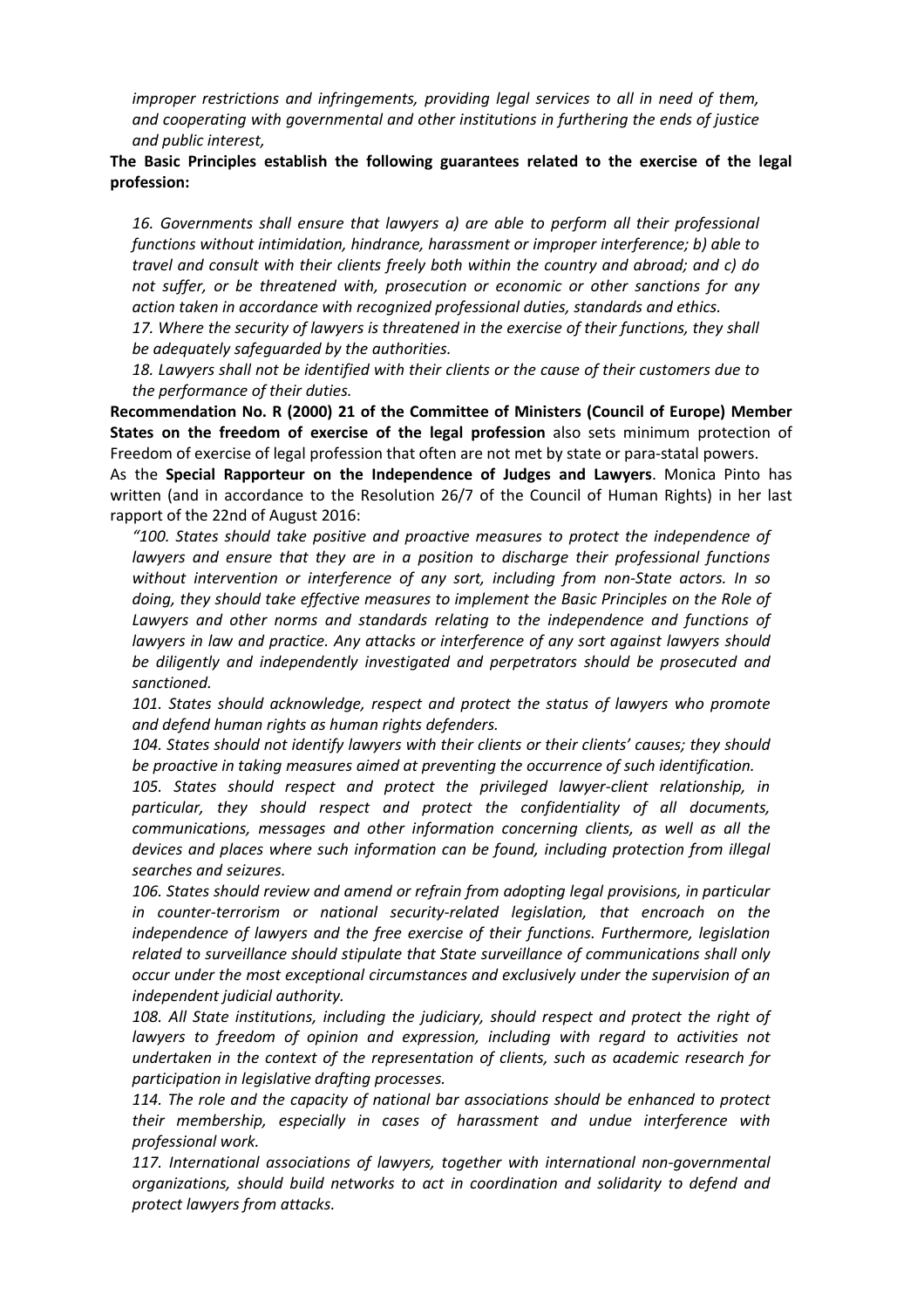*improper restrictions and infringements, providing legal services to all in need of them, and cooperating with governmental and other institutions in furthering the ends of justice and public interest,*

**The Basic Principles establish the following guarantees related to the exercise of the legal profession:**

*16. Governments shall ensure that lawyers a) are able to perform all their professional functions without intimidation, hindrance, harassment or improper interference; b) able to travel and consult with their clients freely both within the country and abroad; and c) do not suffer, or be threatened with, prosecution or economic or other sanctions for any action taken in accordance with recognized professional duties, standards and ethics.*

*17. Where the security of lawyers is threatened in the exercise of their functions, they shall be adequately safeguarded by the authorities.*

*18. Lawyers shall not be identified with their clients or the cause of their customers due to the performance of their duties.*

**Recommendation No. R (2000) 21 of the Committee of Ministers (Council of Europe) Member States on the freedom of exercise of the legal profession** also sets minimum protection of Freedom of exercise of legal profession that often are not met by state or para-statal powers.

As the **Special Rapporteur on the Independence of Judges and Lawyers**. Monica Pinto has written (and in accordance to the Resolution 26/7 of the Council of Human Rights) in her last rapport of the 22nd of August 2016:

*"100. States should take positive and proactive measures to protect the independence of lawyers and ensure that they are in a position to discharge their professional functions without intervention or interference of any sort, including from non-State actors. In so doing, they should take effective measures to implement the Basic Principles on the Role of Lawyers and other norms and standards relating to the independence and functions of lawyers in law and practice. Any attacks or interference of any sort against lawyers should be diligently and independently investigated and perpetrators should be prosecuted and sanctioned.*

*101. States should acknowledge, respect and protect the status of lawyers who promote and defend human rights as human rights defenders.*

*104. States should not identify lawyers with their clients or their clients' causes; they should be proactive in taking measures aimed at preventing the occurrence of such identification.*

*105. States should respect and protect the privileged lawyer-client relationship, in particular, they should respect and protect the confidentiality of all documents, communications, messages and other information concerning clients, as well as all the devices and places where such information can be found, including protection from illegal searches and seizures.*

*106. States should review and amend or refrain from adopting legal provisions, in particular in counter-terrorism or national security-related legislation, that encroach on the independence of lawyers and the free exercise of their functions. Furthermore, legislation related to surveillance should stipulate that State surveillance of communications shall only occur under the most exceptional circumstances and exclusively under the supervision of an independent judicial authority.*

*108. All State institutions, including the judiciary, should respect and protect the right of lawyers to freedom of opinion and expression, including with regard to activities not undertaken in the context of the representation of clients, such as academic research for participation in legislative drafting processes.*

*114. The role and the capacity of national bar associations should be enhanced to protect their membership, especially in cases of harassment and undue interference with professional work.*

*117. International associations of lawyers, together with international non-governmental organizations, should build networks to act in coordination and solidarity to defend and protect lawyers from attacks.*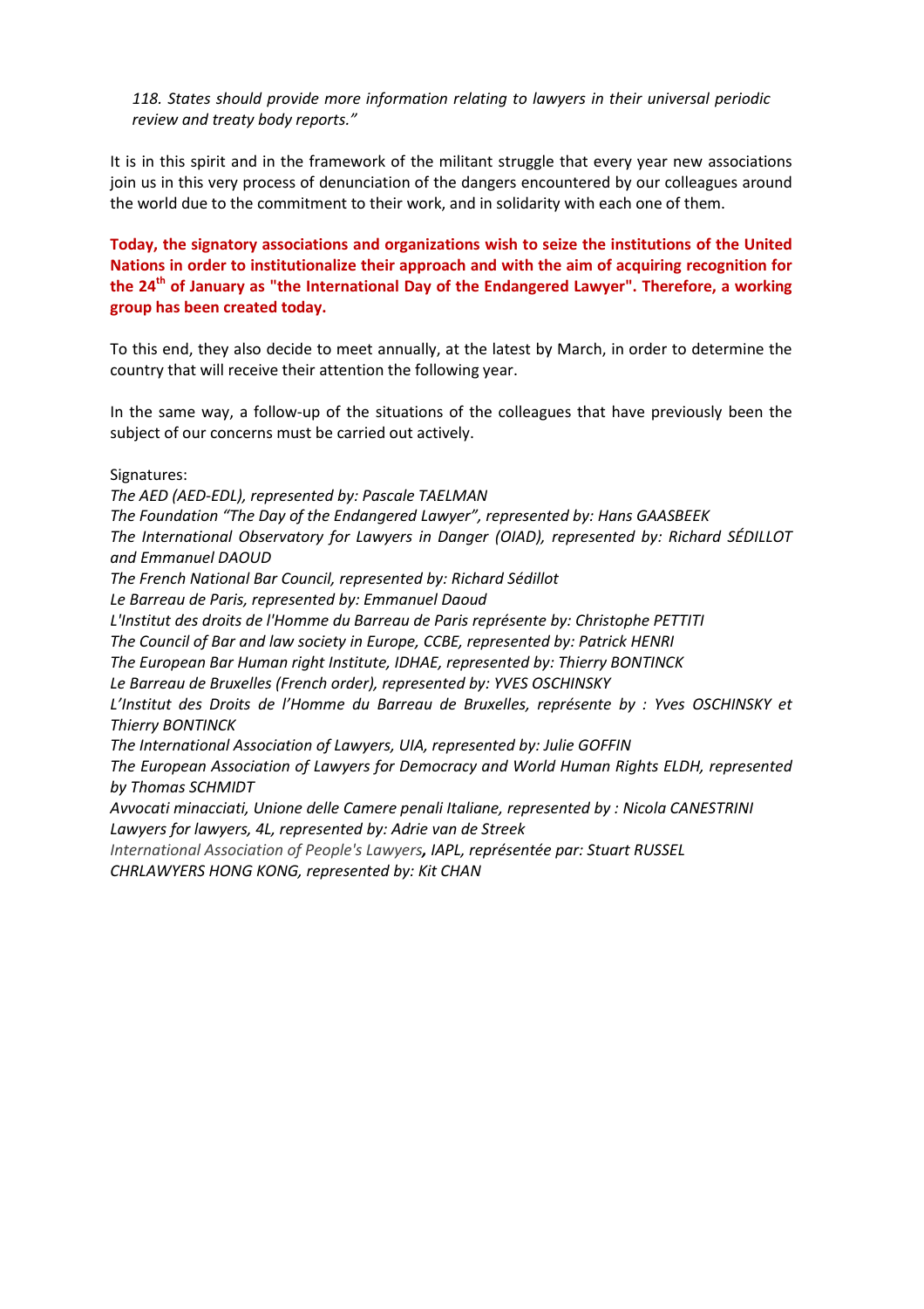*118. States should provide more information relating to lawyers in their universal periodic review and treaty body reports."*

It is in this spirit and in the framework of the militant struggle that every year new associations join us in this very process of denunciation of the dangers encountered by our colleagues around the world due to the commitment to their work, and in solidarity with each one of them.

**Today, the signatory associations and organizations wish to seize the institutions of the United Nations in order to institutionalize their approach and with the aim of acquiring recognition for the 24th of January as "the International Day of the Endangered Lawyer". Therefore, a working group has been created today.**

To this end, they also decide to meet annually, at the latest by March, in order to determine the country that will receive their attention the following year.

In the same way, a follow-up of the situations of the colleagues that have previously been the subject of our concerns must be carried out actively.

Signatures:

*The AED (AED-EDL), represented by: Pascale TAELMAN*
*The Foundation "The Day of the Endangered Lawyer", represented by: Hans GAASBEEK*
*The International Observatory for Lawyers in Danger (OIAD), represented by: Richard SÉDILLOT and Emmanuel DAOUD*
*The French National Bar Council, represented by: Richard Sédillot*
*Le Barreau de Paris, represented by: Emmanuel Daoud*
*L'Institut des droits de l'Homme du Barreau de Paris représente by: Christophe PETTITI*
*The Council of Bar and law society in Europe, CCBE, represented by: Patrick HENRI*
*The European Bar Human right Institute, IDHAE, represented by: Thierry BONTINCK*
*Le Barreau de Bruxelles (French order), represented by: YVES OSCHINSKY*
*L'Institut des Droits de l'Homme du Barreau de Bruxelles, représente by : Yves OSCHINSKY et Thierry BONTINCK*
*The International Association of Lawyers, UIA, represented by: Julie GOFFIN*
*The European Association of Lawyers for Democracy and World Human Rights ELDH, represented by Thomas SCHMIDT*
*Avvocati minacciati, Unione delle Camere penali Italiane, represented by : Nicola CANESTRINI*
*Lawyers for lawyers, 4L, represented by: Adrie van de Streek*
*International Association of People's Lawyers, IAPL, représentée par: Stuart RUSSEL*
*CHRLAWYERS HONG KONG, represented by: Kit CHAN*